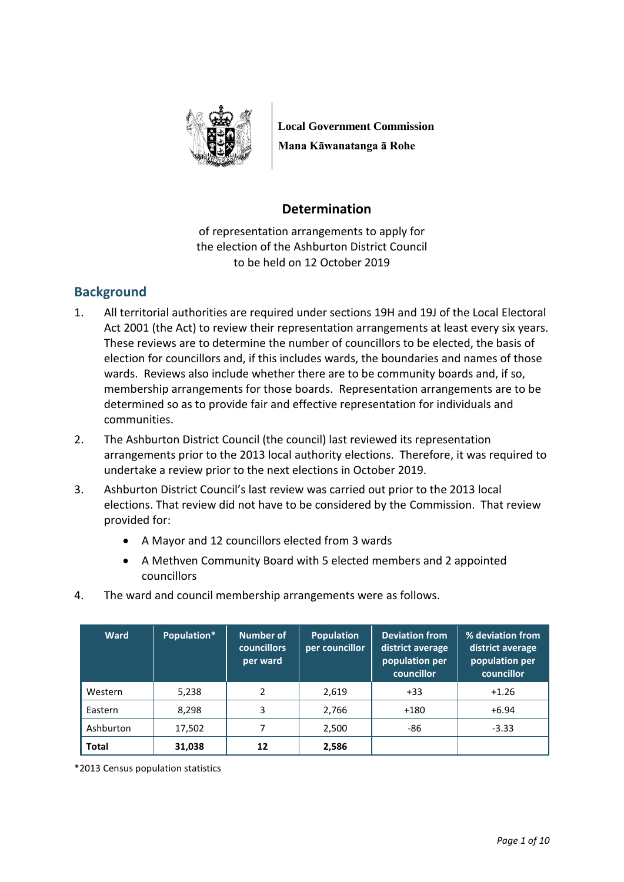**Local Government Commission**

**Mana Kāwanatanga ā Rohe**

# Determination

of representation arrangements to apply for the election of the Ashburton District Council to be held on 12 October 2019

## Background

1. All territorial authorities are required under sections 19H and 19J of the Local Electoral Act 2001 (the Act) to review their representation arrangements at least every six years. These reviews are to determine the number of councillors to be elected, the basis of election for councillors and, if this includes wards, the boundaries and names of those wards. Reviews also include whether there are to be community boards and, if so, membership arrangements for those boards. Representation arrangements are to be determined so as to provide fair and effective representation for individuals and communities.

2. The Ashburton District Council (the council) last reviewed its representation arrangements prior to the 2013 local authority elections. Therefore, it was required to undertake a review prior to the next elections in October 2019.

3. Ashburton District Council's last review was carried out prior to the 2013 local elections. That review did not have to be considered by the Commission. That review provided for:

   - A Mayor and 12 councillors elected from 3 wards
   - A Methven Community Board with 5 elected members and 2 appointed councillors

4. The ward and council membership arrangements were as follows.

| Ward | Population* | Number of councillors per ward | Population per councillor | Deviation from district average population per councillor | % deviation from district average population per councillor |
|---|---|---|---|---|---|
| Western | 5,238 | 2 | 2,619 | +33 | +1.26 |
| Eastern | 8,298 | 3 | 2,766 | +180 | +6.94 |
| Ashburton | 17,502 | 7 | 2,500 | -86 | -3.33 |
| **Total** | **31,038** | **12** | **2,586** | | |

*2013 Census population statistics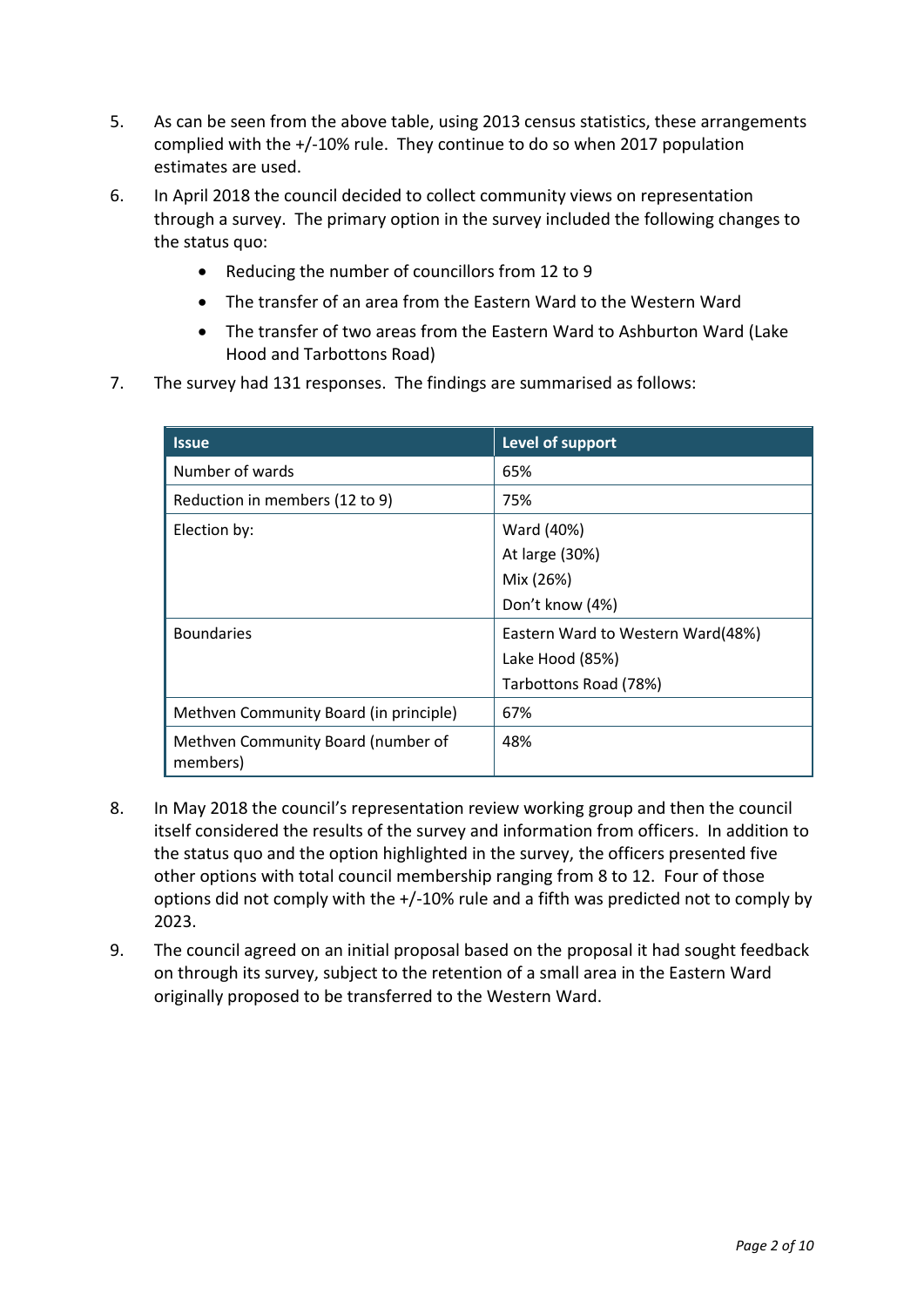5. As can be seen from the above table, using 2013 census statistics, these arrangements complied with the +/-10% rule. They continue to do so when 2017 population estimates are used.

6. In April 2018 the council decided to collect community views on representation through a survey. The primary option in the survey included the following changes to the status quo:

   - Reducing the number of councillors from 12 to 9
   - The transfer of an area from the Eastern Ward to the Western Ward
   - The transfer of two areas from the Eastern Ward to Ashburton Ward (Lake Hood and Tarbottons Road)

7. The survey had 131 responses. The findings are summarised as follows:

| Issue | Level of support |
|---|---|
| Number of wards | 65% |
| Reduction in members (12 to 9) | 75% |
| Election by: | Ward (40%)<br>At large (30%)<br>Mix (26%)<br>Don't know (4%) |
| Boundaries | Eastern Ward to Western Ward(48%)<br>Lake Hood (85%)<br>Tarbottons Road (78%) |
| Methven Community Board (in principle) | 67% |
| Methven Community Board (number of members) | 48% |

8. In May 2018 the council's representation review working group and then the council itself considered the results of the survey and information from officers. In addition to the status quo and the option highlighted in the survey, the officers presented five other options with total council membership ranging from 8 to 12. Four of those options did not comply with the +/-10% rule and a fifth was predicted not to comply by 2023.

9. The council agreed on an initial proposal based on the proposal it had sought feedback on through its survey, subject to the retention of a small area in the Eastern Ward originally proposed to be transferred to the Western Ward.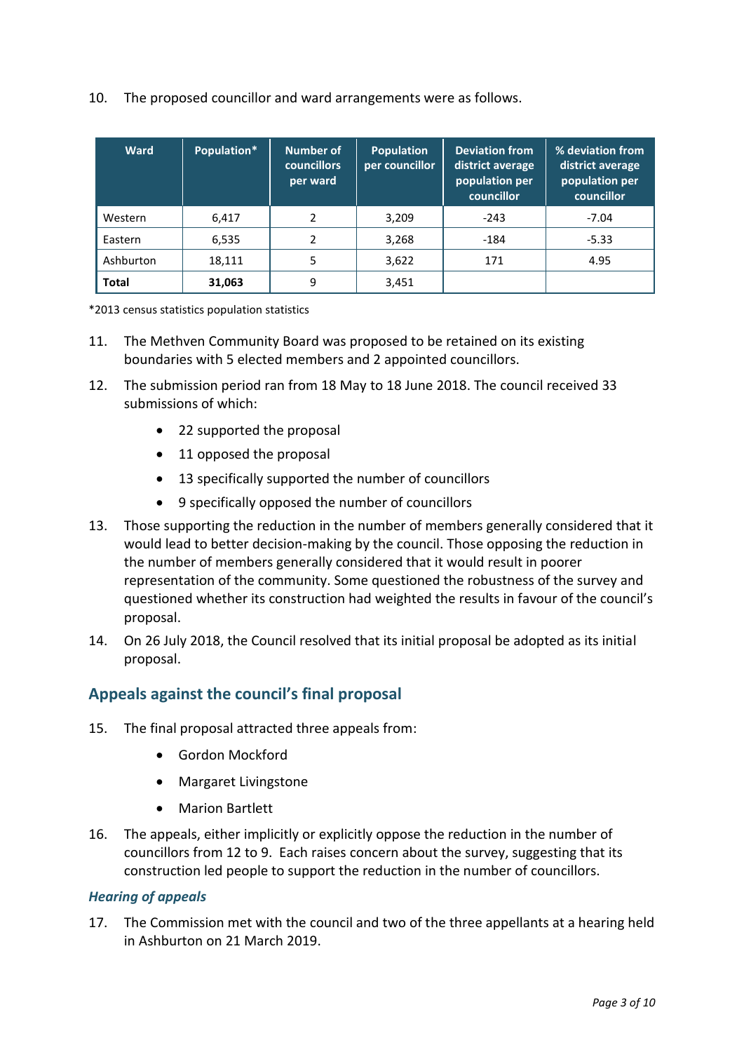10. The proposed councillor and ward arrangements were as follows.

| Ward | Population* | Number of councillors per ward | Population per councillor | Deviation from district average population per councillor | % deviation from district average population per councillor |
|---|---|---|---|---|---|
| Western | 6,417 | 2 | 3,209 | -243 | -7.04 |
| Eastern | 6,535 | 2 | 3,268 | -184 | -5.33 |
| Ashburton | 18,111 | 5 | 3,622 | 171 | 4.95 |
| **Total** | **31,063** | 9 | 3,451 | | |

*2013 census statistics population statistics

11. The Methven Community Board was proposed to be retained on its existing boundaries with 5 elected members and 2 appointed councillors.

12. The submission period ran from 18 May to 18 June 2018. The council received 33 submissions of which:
    - 22 supported the proposal
    - 11 opposed the proposal
    - 13 specifically supported the number of councillors
    - 9 specifically opposed the number of councillors

13. Those supporting the reduction in the number of members generally considered that it would lead to better decision-making by the council. Those opposing the reduction in the number of members generally considered that it would result in poorer representation of the community. Some questioned the robustness of the survey and questioned whether its construction had weighted the results in favour of the council's proposal.

14. On 26 July 2018, the Council resolved that its initial proposal be adopted as its initial proposal.

## Appeals against the council's final proposal

15. The final proposal attracted three appeals from:
    - Gordon Mockford
    - Margaret Livingstone
    - Marion Bartlett

16. The appeals, either implicitly or explicitly oppose the reduction in the number of councillors from 12 to 9. Each raises concern about the survey, suggesting that its construction led people to support the reduction in the number of councillors.

### *Hearing of appeals*

17. The Commission met with the council and two of the three appellants at a hearing held in Ashburton on 21 March 2019.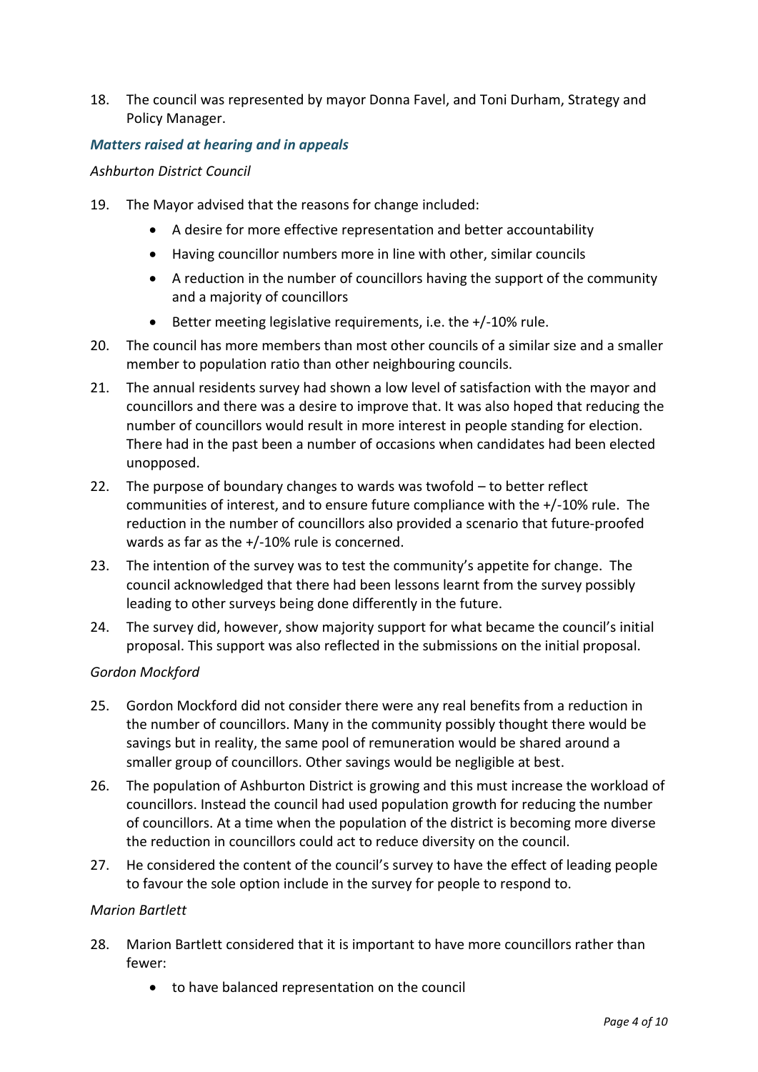18. The council was represented by mayor Donna Favel, and Toni Durham, Strategy and Policy Manager.

### *Matters raised at hearing and in appeals*

*Ashburton District Council*

19. The Mayor advised that the reasons for change included:
    - A desire for more effective representation and better accountability
    - Having councillor numbers more in line with other, similar councils
    - A reduction in the number of councillors having the support of the community and a majority of councillors
    - Better meeting legislative requirements, i.e. the +/-10% rule.

20. The council has more members than most other councils of a similar size and a smaller member to population ratio than other neighbouring councils.

21. The annual residents survey had shown a low level of satisfaction with the mayor and councillors and there was a desire to improve that. It was also hoped that reducing the number of councillors would result in more interest in people standing for election. There had in the past been a number of occasions when candidates had been elected unopposed.

22. The purpose of boundary changes to wards was twofold – to better reflect communities of interest, and to ensure future compliance with the +/-10% rule. The reduction in the number of councillors also provided a scenario that future-proofed wards as far as the +/-10% rule is concerned.

23. The intention of the survey was to test the community's appetite for change. The council acknowledged that there had been lessons learnt from the survey possibly leading to other surveys being done differently in the future.

24. The survey did, however, show majority support for what became the council's initial proposal. This support was also reflected in the submissions on the initial proposal.

*Gordon Mockford*

25. Gordon Mockford did not consider there were any real benefits from a reduction in the number of councillors. Many in the community possibly thought there would be savings but in reality, the same pool of remuneration would be shared around a smaller group of councillors. Other savings would be negligible at best.

26. The population of Ashburton District is growing and this must increase the workload of councillors. Instead the council had used population growth for reducing the number of councillors. At a time when the population of the district is becoming more diverse the reduction in councillors could act to reduce diversity on the council.

27. He considered the content of the council's survey to have the effect of leading people to favour the sole option include in the survey for people to respond to.

*Marion Bartlett*

28. Marion Bartlett considered that it is important to have more councillors rather than fewer:
    - to have balanced representation on the council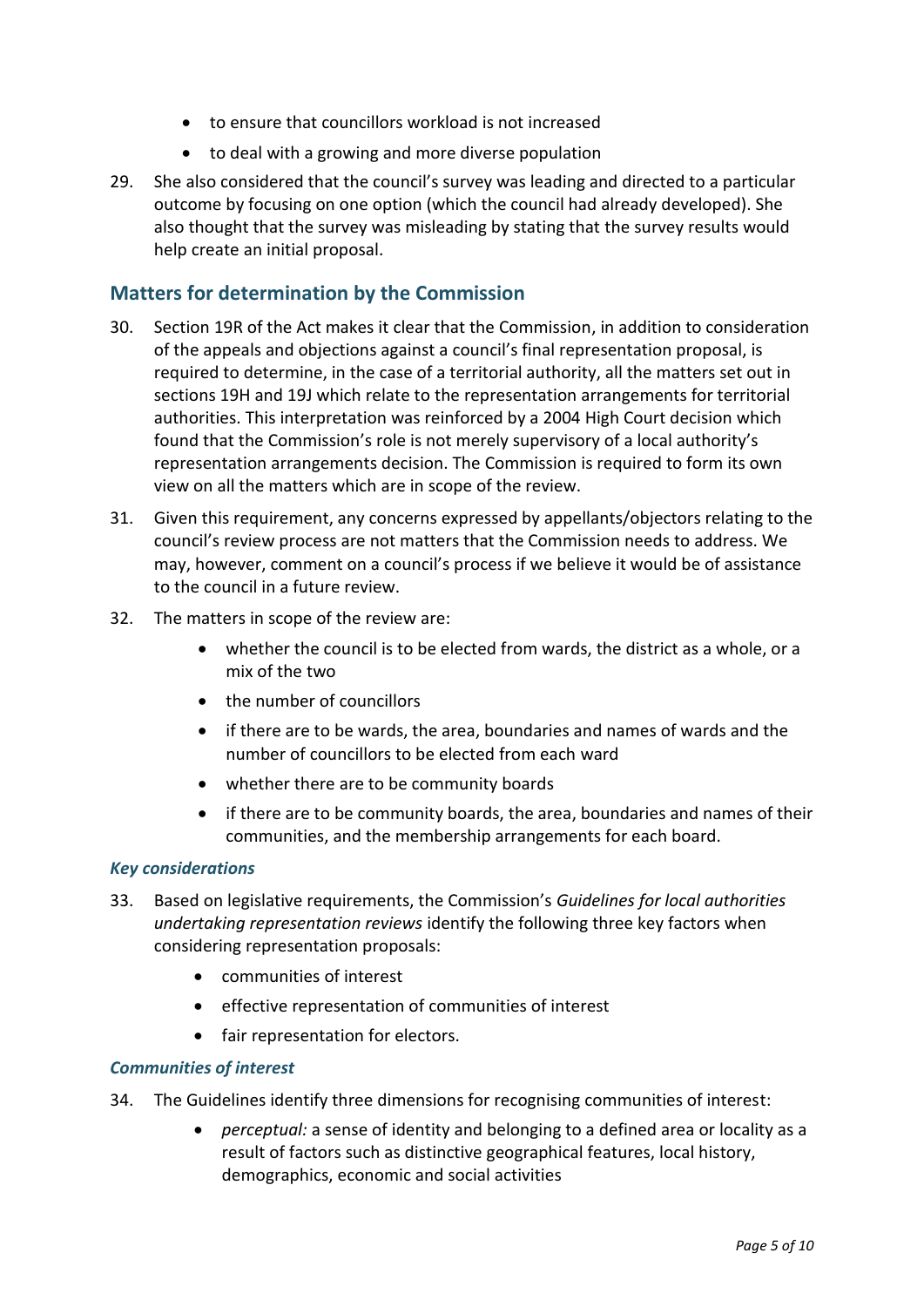- to ensure that councillors workload is not increased
- to deal with a growing and more diverse population

29. She also considered that the council's survey was leading and directed to a particular outcome by focusing on one option (which the council had already developed). She also thought that the survey was misleading by stating that the survey results would help create an initial proposal.

## Matters for determination by the Commission

30. Section 19R of the Act makes it clear that the Commission, in addition to consideration of the appeals and objections against a council's final representation proposal, is required to determine, in the case of a territorial authority, all the matters set out in sections 19H and 19J which relate to the representation arrangements for territorial authorities. This interpretation was reinforced by a 2004 High Court decision which found that the Commission's role is not merely supervisory of a local authority's representation arrangements decision. The Commission is required to form its own view on all the matters which are in scope of the review.

31. Given this requirement, any concerns expressed by appellants/objectors relating to the council's review process are not matters that the Commission needs to address. We may, however, comment on a council's process if we believe it would be of assistance to the council in a future review.

32. The matters in scope of the review are:
    - whether the council is to be elected from wards, the district as a whole, or a mix of the two
    - the number of councillors
    - if there are to be wards, the area, boundaries and names of wards and the number of councillors to be elected from each ward
    - whether there are to be community boards
    - if there are to be community boards, the area, boundaries and names of their communities, and the membership arrangements for each board.

### *Key considerations*

33. Based on legislative requirements, the Commission's *Guidelines for local authorities undertaking representation reviews* identify the following three key factors when considering representation proposals:
    - communities of interest
    - effective representation of communities of interest
    - fair representation for electors.

### *Communities of interest*

34. The Guidelines identify three dimensions for recognising communities of interest:
    - *perceptual:* a sense of identity and belonging to a defined area or locality as a result of factors such as distinctive geographical features, local history, demographics, economic and social activities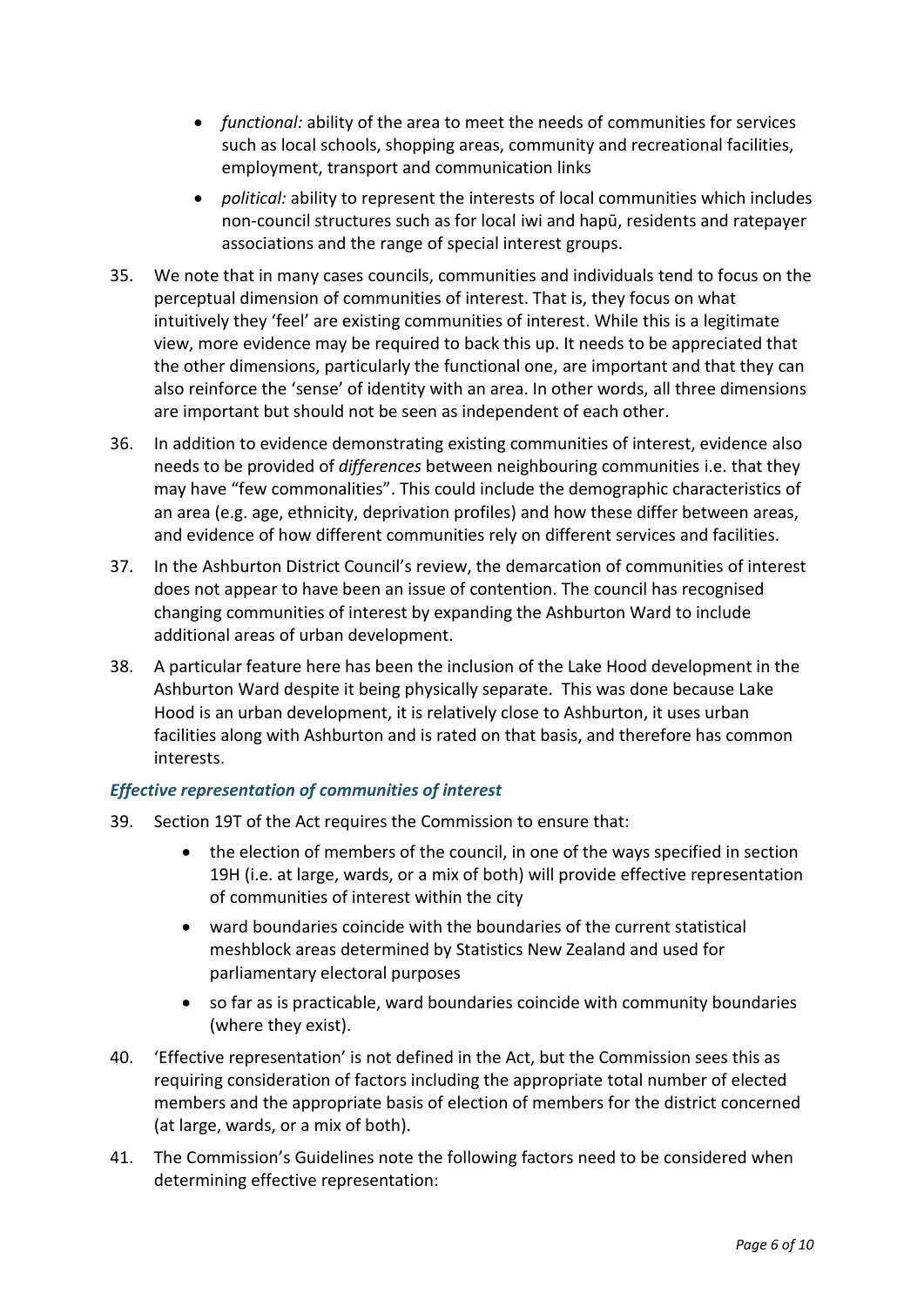- *functional:* ability of the area to meet the needs of communities for services such as local schools, shopping areas, community and recreational facilities, employment, transport and communication links
- *political:* ability to represent the interests of local communities which includes non-council structures such as for local iwi and hapū, residents and ratepayer associations and the range of special interest groups.

35. We note that in many cases councils, communities and individuals tend to focus on the perceptual dimension of communities of interest. That is, they focus on what intuitively they 'feel' are existing communities of interest. While this is a legitimate view, more evidence may be required to back this up. It needs to be appreciated that the other dimensions, particularly the functional one, are important and that they can also reinforce the 'sense' of identity with an area. In other words, all three dimensions are important but should not be seen as independent of each other.

36. In addition to evidence demonstrating existing communities of interest, evidence also needs to be provided of *differences* between neighbouring communities i.e. that they may have "few commonalities". This could include the demographic characteristics of an area (e.g. age, ethnicity, deprivation profiles) and how these differ between areas, and evidence of how different communities rely on different services and facilities.

37. In the Ashburton District Council's review, the demarcation of communities of interest does not appear to have been an issue of contention. The council has recognised changing communities of interest by expanding the Ashburton Ward to include additional areas of urban development.

38. A particular feature here has been the inclusion of the Lake Hood development in the Ashburton Ward despite it being physically separate. This was done because Lake Hood is an urban development, it is relatively close to Ashburton, it uses urban facilities along with Ashburton and is rated on that basis, and therefore has common interests.

### *Effective representation of communities of interest*

39. Section 19T of the Act requires the Commission to ensure that:
    - the election of members of the council, in one of the ways specified in section 19H (i.e. at large, wards, or a mix of both) will provide effective representation of communities of interest within the city
    - ward boundaries coincide with the boundaries of the current statistical meshblock areas determined by Statistics New Zealand and used for parliamentary electoral purposes
    - so far as is practicable, ward boundaries coincide with community boundaries (where they exist).

40. 'Effective representation' is not defined in the Act, but the Commission sees this as requiring consideration of factors including the appropriate total number of elected members and the appropriate basis of election of members for the district concerned (at large, wards, or a mix of both).

41. The Commission's Guidelines note the following factors need to be considered when determining effective representation: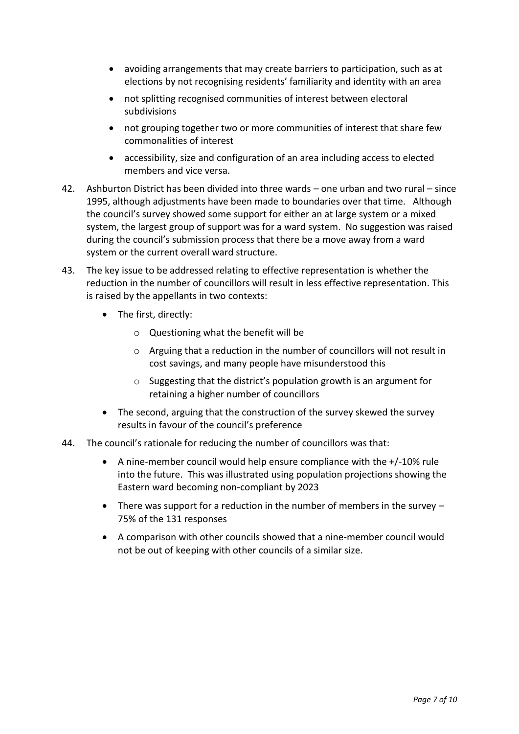- avoiding arrangements that may create barriers to participation, such as at elections by not recognising residents' familiarity and identity with an area
- not splitting recognised communities of interest between electoral subdivisions
- not grouping together two or more communities of interest that share few commonalities of interest
- accessibility, size and configuration of an area including access to elected members and vice versa.

42. Ashburton District has been divided into three wards – one urban and two rural – since 1995, although adjustments have been made to boundaries over that time. Although the council's survey showed some support for either an at large system or a mixed system, the largest group of support was for a ward system. No suggestion was raised during the council's submission process that there be a move away from a ward system or the current overall ward structure.

43. The key issue to be addressed relating to effective representation is whether the reduction in the number of councillors will result in less effective representation. This is raised by the appellants in two contexts:

    - The first, directly:
        - Questioning what the benefit will be
        - Arguing that a reduction in the number of councillors will not result in cost savings, and many people have misunderstood this
        - Suggesting that the district's population growth is an argument for retaining a higher number of councillors
    - The second, arguing that the construction of the survey skewed the survey results in favour of the council's preference

44. The council's rationale for reducing the number of councillors was that:

    - A nine-member council would help ensure compliance with the +/-10% rule into the future. This was illustrated using population projections showing the Eastern ward becoming non-compliant by 2023
    - There was support for a reduction in the number of members in the survey – 75% of the 131 responses
    - A comparison with other councils showed that a nine-member council would not be out of keeping with other councils of a similar size.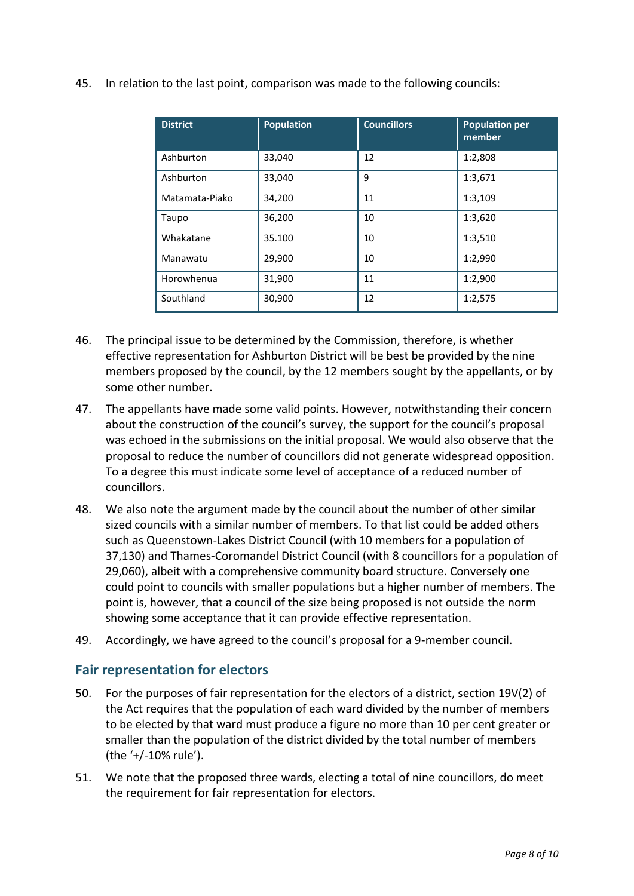45. In relation to the last point, comparison was made to the following councils:

| District | Population | Councillors | Population per member |
|---|---|---|---|
| Ashburton | 33,040 | 12 | 1:2,808 |
| Ashburton | 33,040 | 9 | 1:3,671 |
| Matamata-Piako | 34,200 | 11 | 1:3,109 |
| Taupo | 36,200 | 10 | 1:3,620 |
| Whakatane | 35.100 | 10 | 1:3,510 |
| Manawatu | 29,900 | 10 | 1:2,990 |
| Horowhenua | 31,900 | 11 | 1:2,900 |
| Southland | 30,900 | 12 | 1:2,575 |

46. The principal issue to be determined by the Commission, therefore, is whether effective representation for Ashburton District will be best be provided by the nine members proposed by the council, by the 12 members sought by the appellants, or by some other number.

47. The appellants have made some valid points. However, notwithstanding their concern about the construction of the council's survey, the support for the council's proposal was echoed in the submissions on the initial proposal. We would also observe that the proposal to reduce the number of councillors did not generate widespread opposition. To a degree this must indicate some level of acceptance of a reduced number of councillors.

48. We also note the argument made by the council about the number of other similar sized councils with a similar number of members. To that list could be added others such as Queenstown-Lakes District Council (with 10 members for a population of 37,130) and Thames-Coromandel District Council (with 8 councillors for a population of 29,060), albeit with a comprehensive community board structure. Conversely one could point to councils with smaller populations but a higher number of members. The point is, however, that a council of the size being proposed is not outside the norm showing some acceptance that it can provide effective representation.

49. Accordingly, we have agreed to the council's proposal for a 9-member council.

## Fair representation for electors

50. For the purposes of fair representation for the electors of a district, section 19V(2) of the Act requires that the population of each ward divided by the number of members to be elected by that ward must produce a figure no more than 10 per cent greater or smaller than the population of the district divided by the total number of members (the '+/-10% rule').

51. We note that the proposed three wards, electing a total of nine councillors, do meet the requirement for fair representation for electors.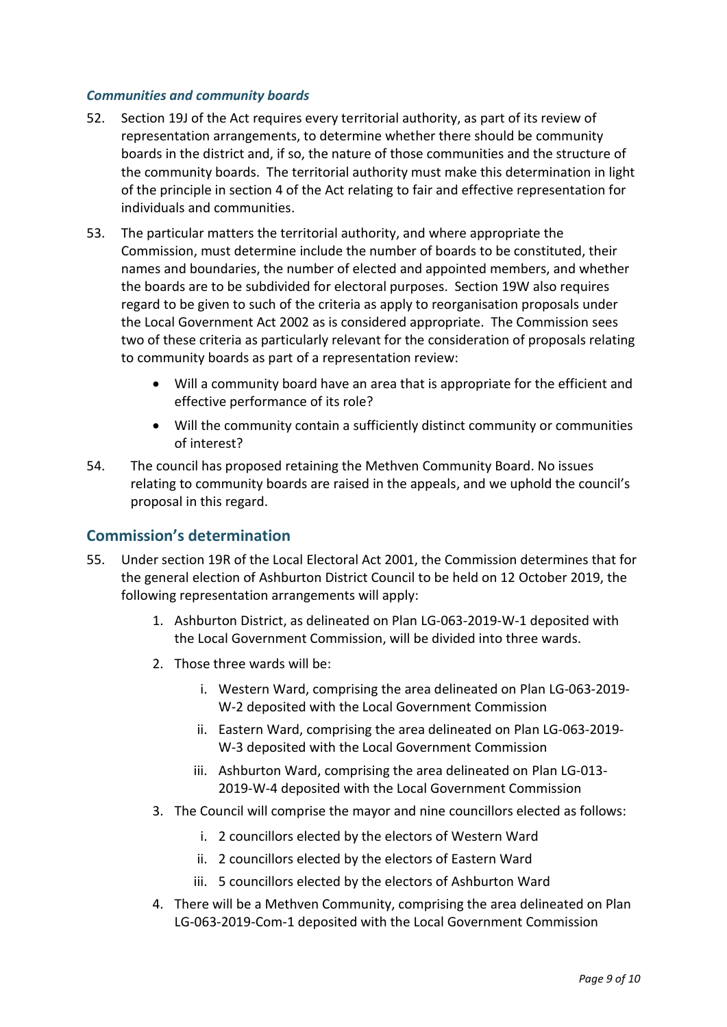### *Communities and community boards*

52. Section 19J of the Act requires every territorial authority, as part of its review of representation arrangements, to determine whether there should be community boards in the district and, if so, the nature of those communities and the structure of the community boards. The territorial authority must make this determination in light of the principle in section 4 of the Act relating to fair and effective representation for individuals and communities.

53. The particular matters the territorial authority, and where appropriate the Commission, must determine include the number of boards to be constituted, their names and boundaries, the number of elected and appointed members, and whether the boards are to be subdivided for electoral purposes. Section 19W also requires regard to be given to such of the criteria as apply to reorganisation proposals under the Local Government Act 2002 as is considered appropriate. The Commission sees two of these criteria as particularly relevant for the consideration of proposals relating to community boards as part of a representation review:

    - Will a community board have an area that is appropriate for the efficient and effective performance of its role?
    - Will the community contain a sufficiently distinct community or communities of interest?

54. The council has proposed retaining the Methven Community Board. No issues relating to community boards are raised in the appeals, and we uphold the council's proposal in this regard.

## Commission's determination

55. Under section 19R of the Local Electoral Act 2001, the Commission determines that for the general election of Ashburton District Council to be held on 12 October 2019, the following representation arrangements will apply:

    1. Ashburton District, as delineated on Plan LG-063-2019-W-1 deposited with the Local Government Commission, will be divided into three wards.
    2. Those three wards will be:
        i. Western Ward, comprising the area delineated on Plan LG-063-2019-W-2 deposited with the Local Government Commission
        ii. Eastern Ward, comprising the area delineated on Plan LG-063-2019-W-3 deposited with the Local Government Commission
        iii. Ashburton Ward, comprising the area delineated on Plan LG-013-2019-W-4 deposited with the Local Government Commission
    3. The Council will comprise the mayor and nine councillors elected as follows:
        i. 2 councillors elected by the electors of Western Ward
        ii. 2 councillors elected by the electors of Eastern Ward
        iii. 5 councillors elected by the electors of Ashburton Ward
    4. There will be a Methven Community, comprising the area delineated on Plan LG-063-2019-Com-1 deposited with the Local Government Commission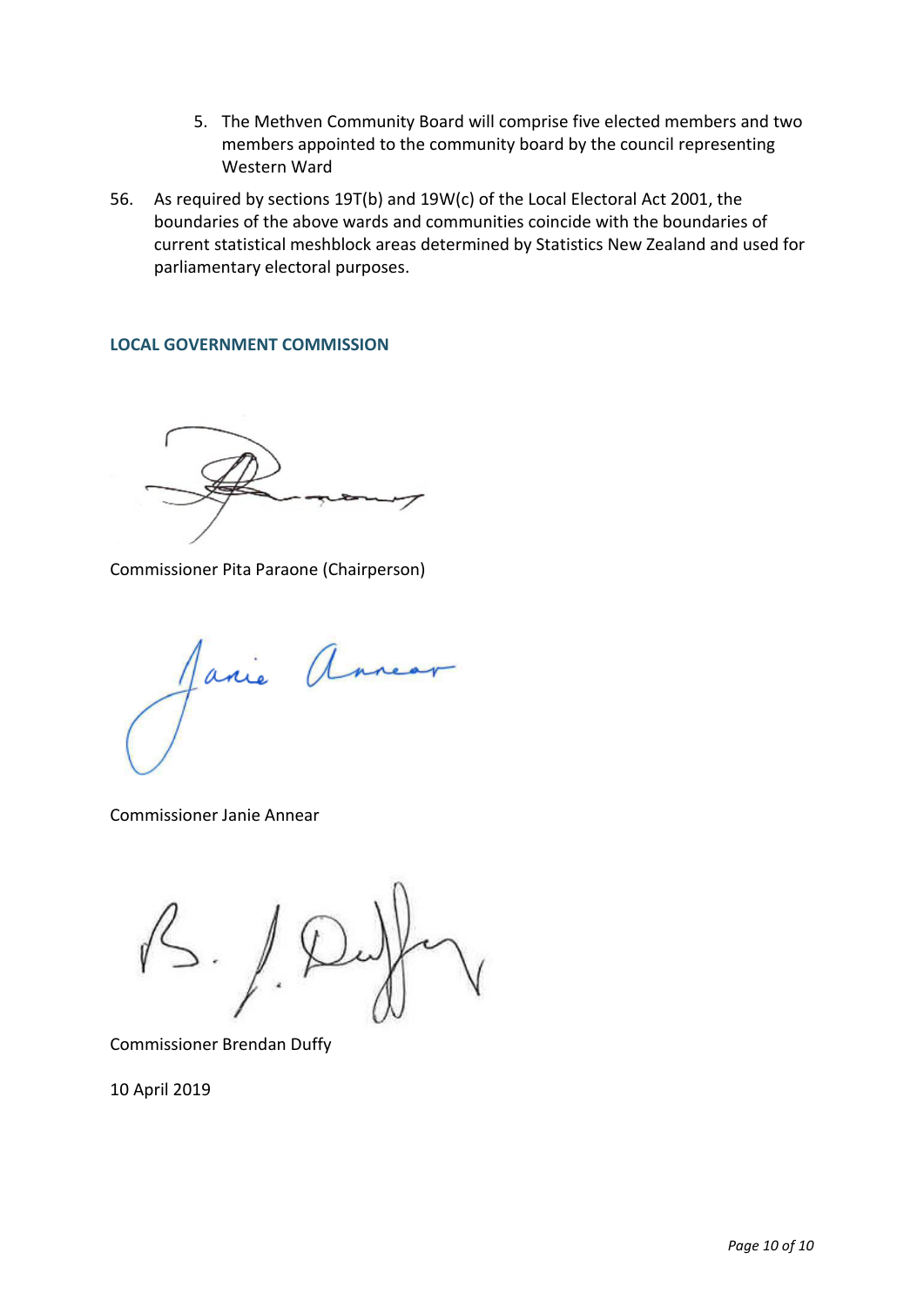5. The Methven Community Board will comprise five elected members and two members appointed to the community board by the council representing Western Ward

56. As required by sections 19T(b) and 19W(c) of the Local Electoral Act 2001, the boundaries of the above wards and communities coincide with the boundaries of current statistical meshblock areas determined by Statistics New Zealand and used for parliamentary electoral purposes.

**LOCAL GOVERNMENT COMMISSION**

Commissioner Pita Paraone (Chairperson)

Commissioner Janie Annear

Commissioner Brendan Duffy

10 April 2019